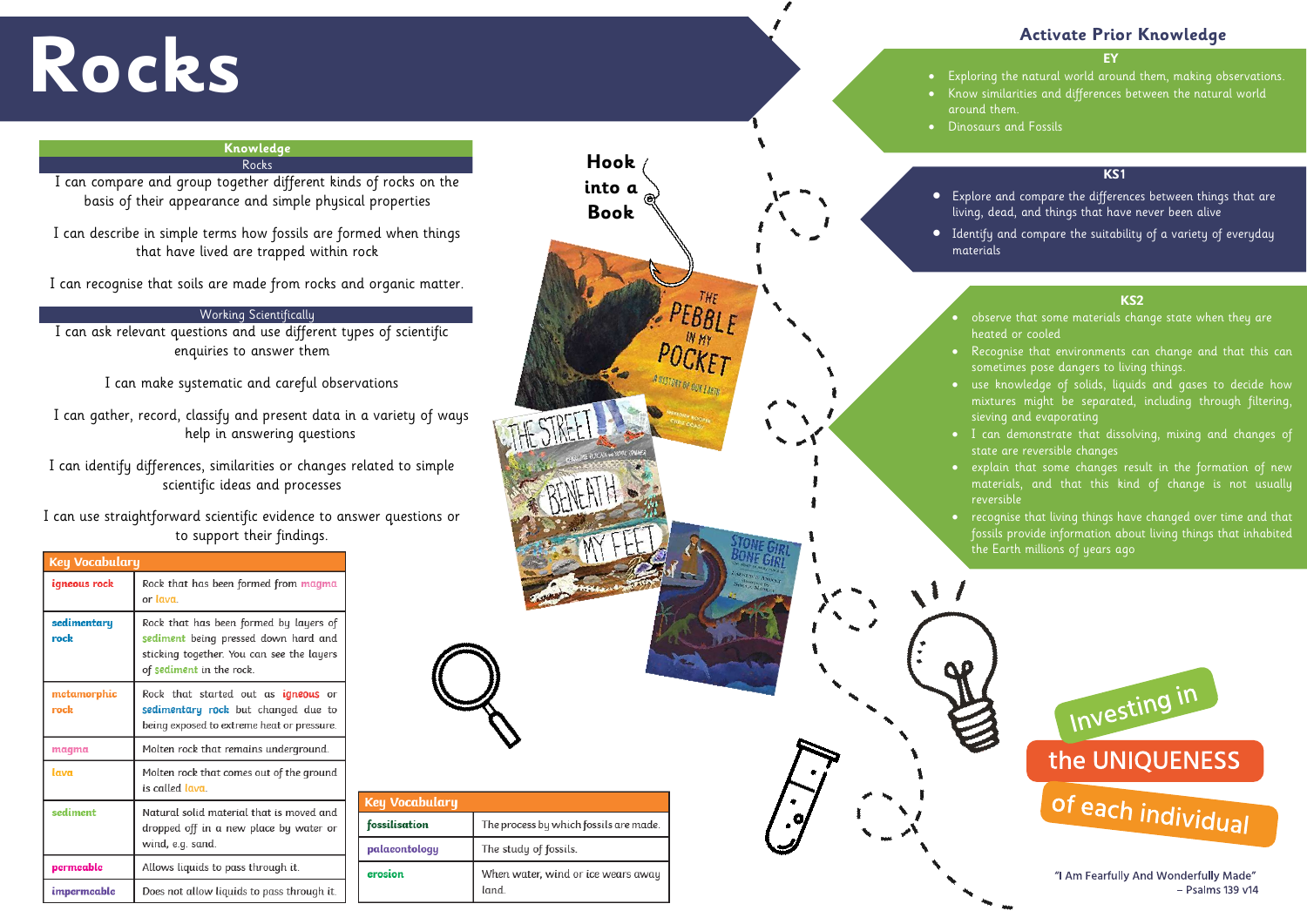# Rocks

## Knowledge

### Rocks

I can compare and group together different kinds of rocks on the basis of their appearance and simple physical properties

I can describe in simple terms how fossils are formed when things that have lived are trapped within rock

I can recognise that soils are made from rocks and organic matter.

### Working Scientifically

I can ask relevant questions and use different types of scientific enquiries to answer them

I can make systematic and careful observations

I can gather, record, classify and present data in a variety of ways help in answering questions

I can identify differences, similarities or changes related to simple scientific ideas and processes

I can use straightforward scientific evidence to answer questions or to support their findings.

### Key Vocabulary

| Key Vocabulary | |
|---|---|
| igneous rock | Rock that has been formed from magma or lava. |
| sedimentary rock | Rock that has been formed by layers of sediment being pressed down hard and sticking together. You can see the layers of sediment in the rock. |
| metamorphic rock | Rock that started out as igneous or sedimentary rock but changed due to being exposed to extreme heat or pressure. |
| magma | Molten rock that remains underground. |
| lava | Molten rock that comes out of the ground is called lava. |
| sediment | Natural solid material that is moved and dropped off in a new place by water or wind, e.g. sand. |
| permeable | Allows liquids to pass through it. |
| impermeable | Does not allow liquids to pass through it. |

| Key Vocabulary | |
|---|---|
| fossilisation | The process by which fossils are made. |
| palaeontology | The study of fossils. |
| erosion | When water, wind or ice wears away land. |

## Hook into a Book

- The Pebble in My Pocket: A History of Our Earth
- The Street Beneath My Feet
- Stone Girl Bone Girl

## Activate Prior Knowledge

### EY

- Exploring the natural world around them, making observations.
- Know similarities and differences between the natural world around them.
- Dinosaurs and Fossils

### KS1

- Explore and compare the differences between things that are living, dead, and things that have never been alive
- Identify and compare the suitability of a variety of everyday materials

### KS2

- observe that some materials change state when they are heated or cooled
- Recognise that environments can change and that this can sometimes pose dangers to living things.
- use knowledge of solids, liquids and gases to decide how mixtures might be separated, including through filtering, sieving and evaporating
- I can demonstrate that dissolving, mixing and changes of state are reversible changes
- explain that some changes result in the formation of new materials, and that this kind of change is not usually reversible
- recognise that living things have changed over time and that fossils provide information about living things that inhabited the Earth millions of years ago

Investing in the UNIQUENESS of each individual

"I Am Fearfully And Wonderfully Made"
– Psalms 139 v14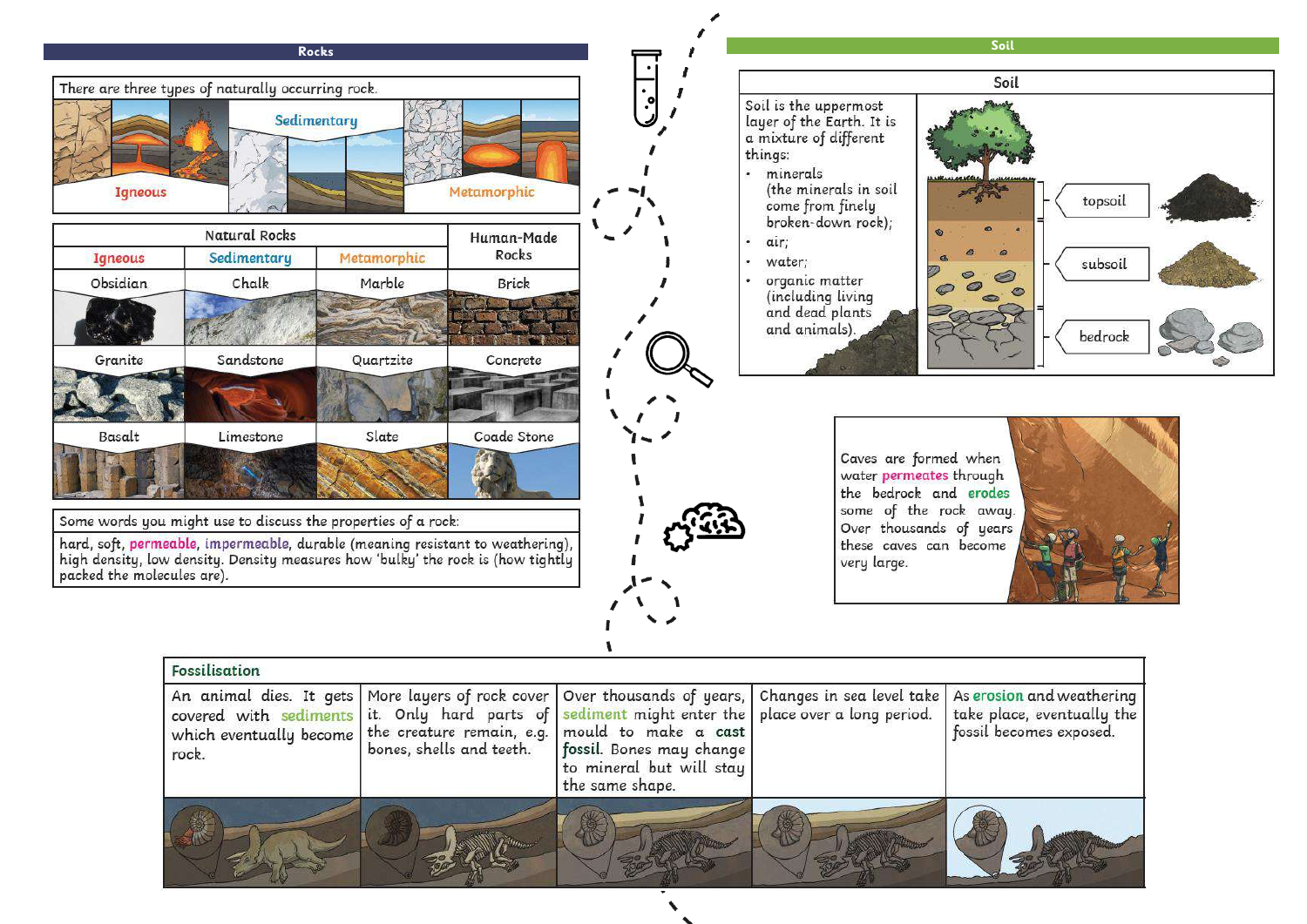## Rocks

There are three types of naturally occurring rock.

Igneous

Sedimentary

Metamorphic

| Natural Rocks | | | Human-Made Rocks |
|---|---|---|---|
| Igneous | Sedimentary | Metamorphic | |
| Obsidian | Chalk | Marble | Brick |
| Granite | Sandstone | Quartzite | Concrete |
| Basalt | Limestone | Slate | Coade Stone |

Some words you might use to discuss the properties of a rock:

hard, soft, permeable, impermeable, durable (meaning resistant to weathering), high density, low density. Density measures how 'bulky' the rock is (how tightly packed the molecules are).

## Soil

### Soil

Soil is the uppermost layer of the Earth. It is a mixture of different things:

- minerals (the minerals in soil come from finely broken-down rock);
- air;
- water;
- organic matter (including living and dead plants and animals).

topsoil

subsoil

bedrock

Caves are formed when water permeates through the bedrock and erodes some of the rock away. Over thousands of years these caves can become very large.

## Fossilisation

| | | | | |
|---|---|---|---|---|
| An animal dies. It gets covered with sediments which eventually become rock. | More layers of rock cover it. Only hard parts of the creature remain, e.g. bones, shells and teeth. | Over thousands of years, sediment might enter the mould to make a cast fossil. Bones may change to mineral but will stay the same shape. | Changes in sea level take place over a long period. | As erosion and weathering take place, eventually the fossil becomes exposed. |